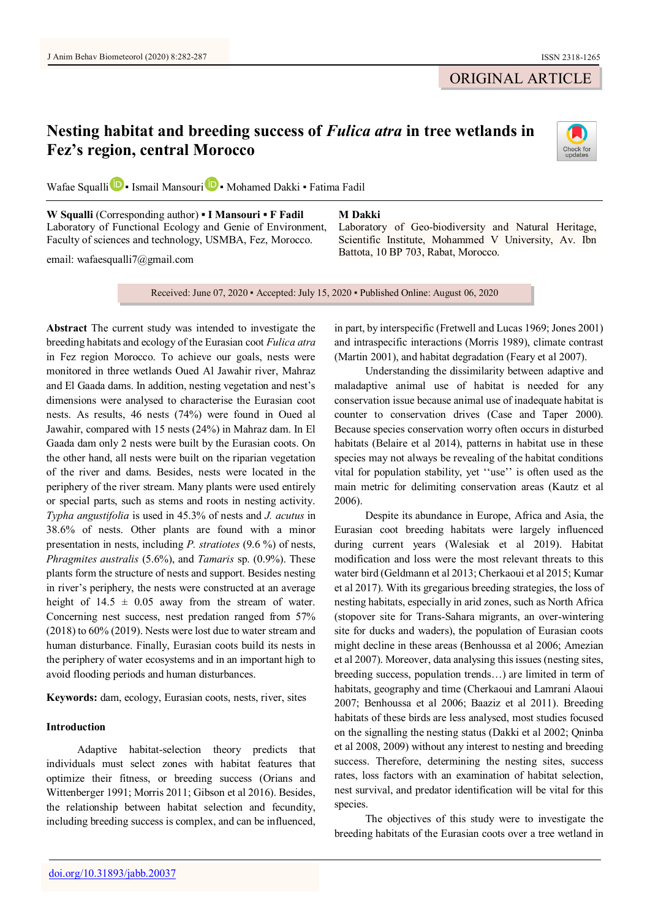ORIGINAL ARTICLE

# Nesting habitat and breeding success of *Fulica atra* in tree wetlands in Fez's region, central Morocco

Wafae Squalli ▪ Ismail Mansouri ▪ Mohamed Dakki ▪ Fatima Fadil

**W Squalli** (Corresponding author) ▪ **I Mansouri** ▪ **F Fadil**
Laboratory of Functional Ecology and Genie of Environment, Faculty of sciences and technology, USMBA, Fez, Morocco.

email: wafaesqualli7@gmail.com

**M Dakki**
Laboratory of Geo-biodiversity and Natural Heritage, Scientific Institute, Mohammed V University, Av. Ibn Battota, 10 BP 703, Rabat, Morocco.

Received: June 07, 2020 ▪ Accepted: July 15, 2020 ▪ Published Online: August 06, 2020

**Abstract** The current study was intended to investigate the breeding habitats and ecology of the Eurasian coot *Fulica atra* in Fez region Morocco. To achieve our goals, nests were monitored in three wetlands Oued Al Jawahir river, Mahraz and El Gaada dams. In addition, nesting vegetation and nest's dimensions were analysed to characterise the Eurasian coot nests. As results, 46 nests (74%) were found in Oued al Jawahir, compared with 15 nests (24%) in Mahraz dam. In El Gaada dam only 2 nests were built by the Eurasian coots. On the other hand, all nests were built on the riparian vegetation of the river and dams. Besides, nests were located in the periphery of the river stream. Many plants were used entirely or special parts, such as stems and roots in nesting activity. *Typha angustifolia* is used in 45.3% of nests and *J. acutus* in 38.6% of nests. Other plants are found with a minor presentation in nests, including *P. stratiotes* (9.6 %) of nests, *Phragmites australis* (5.6%), and *Tamaris* sp. (0.9%). These plants form the structure of nests and support. Besides nesting in river's periphery, the nests were constructed at an average height of 14.5 ± 0.05 away from the stream of water. Concerning nest success, nest predation ranged from 57% (2018) to 60% (2019). Nests were lost due to water stream and human disturbance. Finally, Eurasian coots build its nests in the periphery of water ecosystems and in an important high to avoid flooding periods and human disturbances.

**Keywords:** dam, ecology, Eurasian coots, nests, river, sites

## Introduction

Adaptive habitat-selection theory predicts that individuals must select zones with habitat features that optimize their fitness, or breeding success (Orians and Wittenberger 1991; Morris 2011; Gibson et al 2016). Besides, the relationship between habitat selection and fecundity, including breeding success is complex, and can be influenced, in part, by interspecific (Fretwell and Lucas 1969; Jones 2001) and intraspecific interactions (Morris 1989), climate contrast (Martin 2001), and habitat degradation (Feary et al 2007).

Understanding the dissimilarity between adaptive and maladaptive animal use of habitat is needed for any conservation issue because animal use of inadequate habitat is counter to conservation drives (Case and Taper 2000). Because species conservation worry often occurs in disturbed habitats (Belaire et al 2014), patterns in habitat use in these species may not always be revealing of the habitat conditions vital for population stability, yet ''use'' is often used as the main metric for delimiting conservation areas (Kautz et al 2006).

Despite its abundance in Europe, Africa and Asia, the Eurasian coot breeding habitats were largely influenced during current years (Walesiak et al 2019). Habitat modification and loss were the most relevant threats to this water bird (Geldmann et al 2013; Cherkaoui et al 2015; Kumar et al 2017). With its gregarious breeding strategies, the loss of nesting habitats, especially in arid zones, such as North Africa (stopover site for Trans-Sahara migrants, an over-wintering site for ducks and waders), the population of Eurasian coots might decline in these areas (Benhoussa et al 2006; Amezian et al 2007). Moreover, data analysing this issues (nesting sites, breeding success, population trends…) are limited in term of habitats, geography and time (Cherkaoui and Lamrani Alaoui 2007; Benhoussa et al 2006; Baaziz et al 2011). Breeding habitats of these birds are less analysed, most studies focused on the signalling the nesting status (Dakki et al 2002; Qninba et al 2008, 2009) without any interest to nesting and breeding success. Therefore, determining the nesting sites, success rates, loss factors with an examination of habitat selection, nest survival, and predator identification will be vital for this species.

The objectives of this study were to investigate the breeding habitats of the Eurasian coots over a tree wetland in

doi.org/10.31893/jabb.20037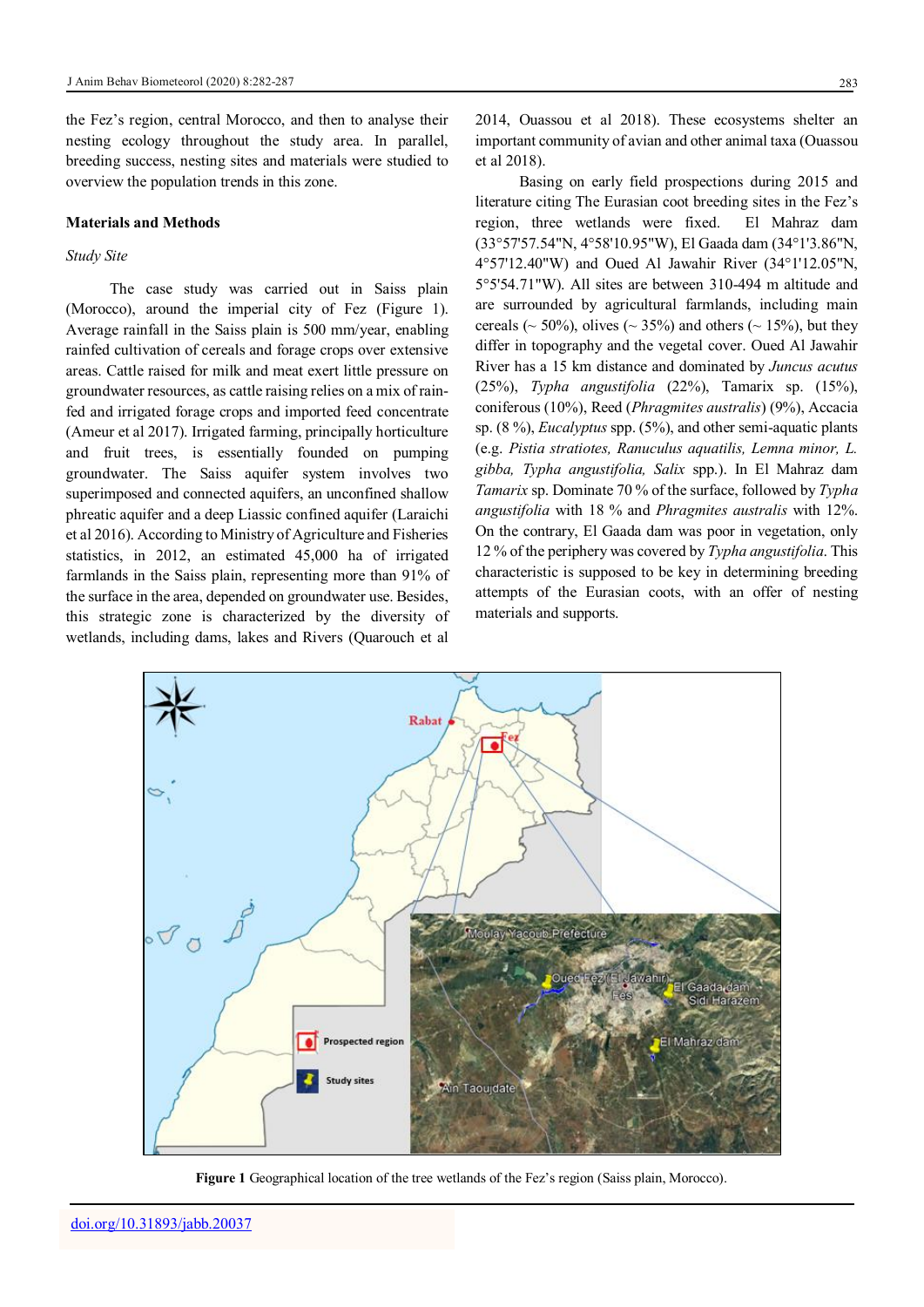the Fez's region, central Morocco, and then to analyse their nesting ecology throughout the study area. In parallel, breeding success, nesting sites and materials were studied to overview the population trends in this zone.

## Materials and Methods

### *Study Site*

The case study was carried out in Saiss plain (Morocco), around the imperial city of Fez (Figure 1). Average rainfall in the Saiss plain is 500 mm/year, enabling rainfed cultivation of cereals and forage crops over extensive areas. Cattle raised for milk and meat exert little pressure on groundwater resources, as cattle raising relies on a mix of rain-fed and irrigated forage crops and imported feed concentrate (Ameur et al 2017). Irrigated farming, principally horticulture and fruit trees, is essentially founded on pumping groundwater. The Saiss aquifer system involves two superimposed and connected aquifers, an unconfined shallow phreatic aquifer and a deep Liassic confined aquifer (Laraichi et al 2016). According to Ministry of Agriculture and Fisheries statistics, in 2012, an estimated 45,000 ha of irrigated farmlands in the Saiss plain, representing more than 91% of the surface in the area, depended on groundwater use. Besides, this strategic zone is characterized by the diversity of wetlands, including dams, lakes and Rivers (Quarouch et al 2014, Ouassou et al 2018). These ecosystems shelter an important community of avian and other animal taxa (Ouassou et al 2018).

Basing on early field prospections during 2015 and literature citing The Eurasian coot breeding sites in the Fez's region, three wetlands were fixed. El Mahraz dam (33°57'57.54"N, 4°58'10.95"W), El Gaada dam (34°1'3.86"N, 4°57'12.40"W) and Oued Al Jawahir River (34°1'12.05"N, 5°5'54.71"W). All sites are between 310-494 m altitude and are surrounded by agricultural farmlands, including main cereals (~ 50%), olives (~ 35%) and others (~ 15%), but they differ in topography and the vegetal cover. Oued Al Jawahir River has a 15 km distance and dominated by *Juncus acutus* (25%), *Typha angustifolia* (22%), Tamarix sp. (15%), coniferous (10%), Reed (*Phragmites australis*) (9%), Accacia sp. (8 %), *Eucalyptus* spp. (5%), and other semi-aquatic plants (e.g. *Pistia stratiotes, Ranuculus aquatilis, Lemna minor, L. gibba, Typha angustifolia, Salix* spp.). In El Mahraz dam *Tamarix* sp. Dominate 70 % of the surface, followed by *Typha angustifolia* with 18 % and *Phragmites australis* with 12%. On the contrary, El Gaada dam was poor in vegetation, only 12 % of the periphery was covered by *Typha angustifolia*. This characteristic is supposed to be key in determining breeding attempts of the Eurasian coots, with an offer of nesting materials and supports.

**Figure 1** Geographical location of the tree wetlands of the Fez's region (Saiss plain, Morocco).

doi.org/10.31893/jabb.20037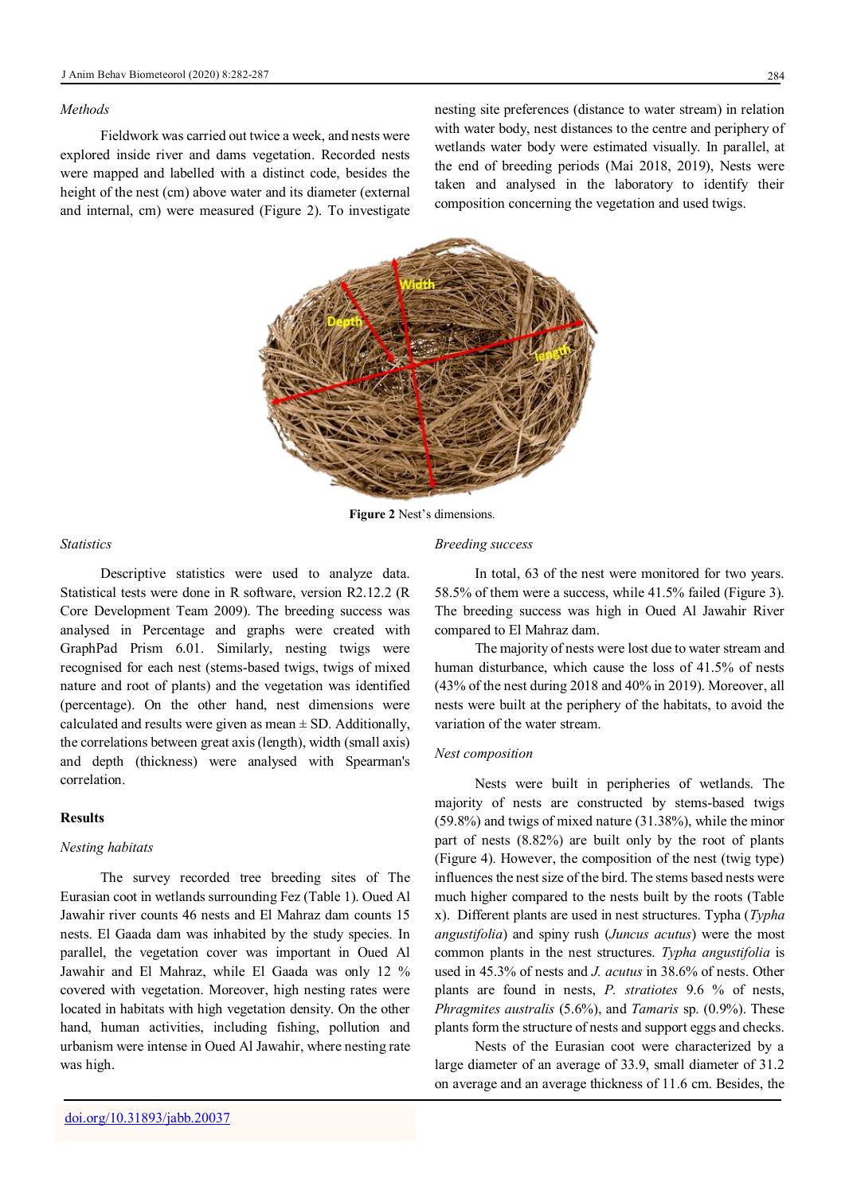*Methods*

Fieldwork was carried out twice a week, and nests were explored inside river and dams vegetation. Recorded nests were mapped and labelled with a distinct code, besides the height of the nest (cm) above water and its diameter (external and internal, cm) were measured (Figure 2). To investigate nesting site preferences (distance to water stream) in relation with water body, nest distances to the centre and periphery of wetlands water body were estimated visually. In parallel, at the end of breeding periods (Mai 2018, 2019), Nests were taken and analysed in the laboratory to identify their composition concerning the vegetation and used twigs.

**Figure 2** Nest's dimensions.

*Statistics*

Descriptive statistics were used to analyze data. Statistical tests were done in R software, version R2.12.2 (R Core Development Team 2009). The breeding success was analysed in Percentage and graphs were created with GraphPad Prism 6.01. Similarly, nesting twigs were recognised for each nest (stems-based twigs, twigs of mixed nature and root of plants) and the vegetation was identified (percentage). On the other hand, nest dimensions were calculated and results were given as mean ± SD. Additionally, the correlations between great axis (length), width (small axis) and depth (thickness) were analysed with Spearman's correlation.

## Results

*Nesting habitats*

The survey recorded tree breeding sites of The Eurasian coot in wetlands surrounding Fez (Table 1). Oued Al Jawahir river counts 46 nests and El Mahraz dam counts 15 nests. El Gaada dam was inhabited by the study species. In parallel, the vegetation cover was important in Oued Al Jawahir and El Mahraz, while El Gaada was only 12 % covered with vegetation. Moreover, high nesting rates were located in habitats with high vegetation density. On the other hand, human activities, including fishing, pollution and urbanism were intense in Oued Al Jawahir, where nesting rate was high.

*Breeding success*

In total, 63 of the nest were monitored for two years. 58.5% of them were a success, while 41.5% failed (Figure 3). The breeding success was high in Oued Al Jawahir River compared to El Mahraz dam.

The majority of nests were lost due to water stream and human disturbance, which cause the loss of 41.5% of nests (43% of the nest during 2018 and 40% in 2019). Moreover, all nests were built at the periphery of the habitats, to avoid the variation of the water stream.

*Nest composition*

Nests were built in peripheries of wetlands. The majority of nests are constructed by stems-based twigs (59.8%) and twigs of mixed nature (31.38%), while the minor part of nests (8.82%) are built only by the root of plants (Figure 4). However, the composition of the nest (twig type) influences the nest size of the bird. The stems based nests were much higher compared to the nests built by the roots (Table x). Different plants are used in nest structures. Typha (*Typha angustifolia*) and spiny rush (*Juncus acutus*) were the most common plants in the nest structures. *Typha angustifolia* is used in 45.3% of nests and *J. acutus* in 38.6% of nests. Other plants are found in nests, *P. stratiotes* 9.6 % of nests, *Phragmites australis* (5.6%), and *Tamaris* sp. (0.9%). These plants form the structure of nests and support eggs and checks.

Nests of the Eurasian coot were characterized by a large diameter of an average of 33.9, small diameter of 31.2 on average and an average thickness of 11.6 cm. Besides, the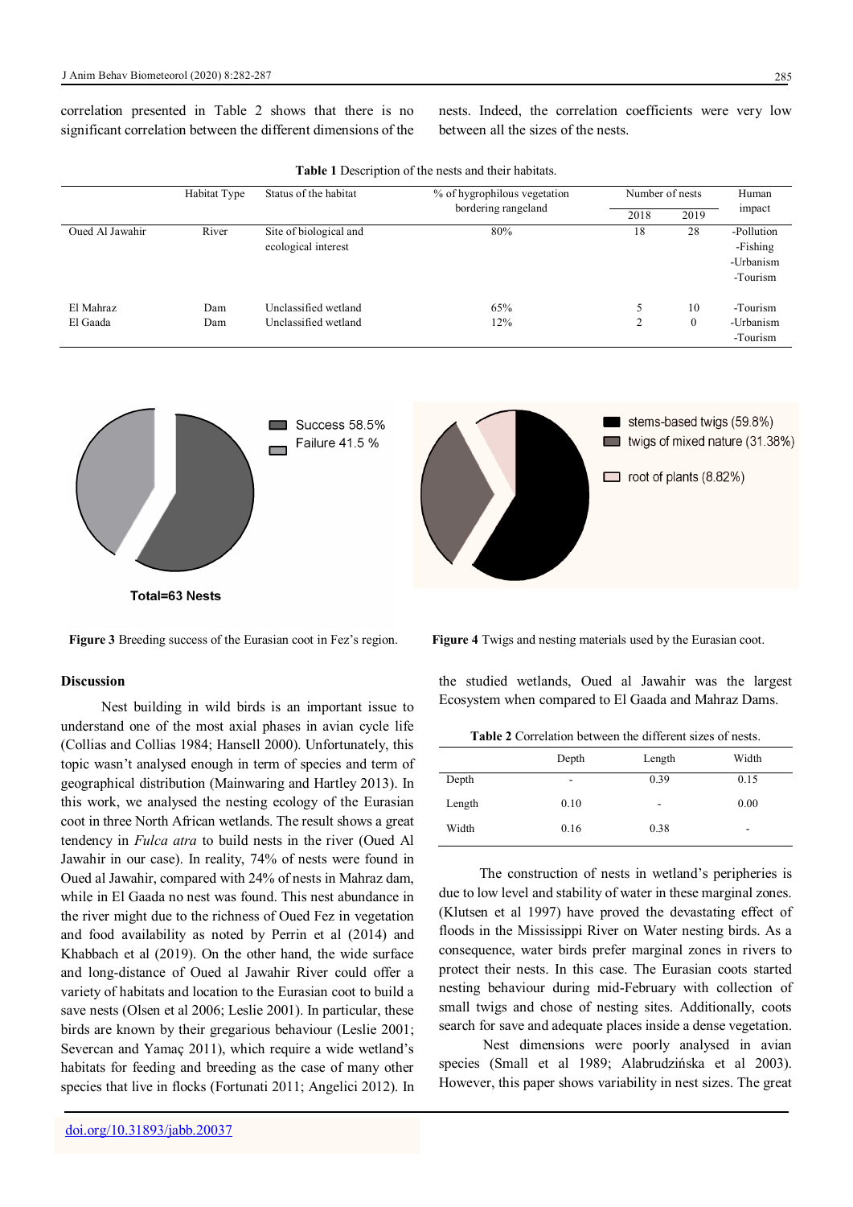correlation presented in Table 2 shows that there is no significant correlation between the different dimensions of the nests. Indeed, the correlation coefficients were very low between all the sizes of the nests.

**Table 1** Description of the nests and their habitats.

| | Habitat Type | Status of the habitat | % of hygrophilous vegetation bordering rangeland | Number of nests | | Human impact |
|---|---|---|---|---|---|---|
| | | | | 2018 | 2019 | |
| Oued Al Jawahir | River | Site of biological and ecological interest | 80% | 18 | 28 | -Pollution -Fishing -Urbanism -Tourism |
| El Mahraz | Dam | Unclassified wetland | 65% | 5 | 10 | -Tourism |
| El Gaada | Dam | Unclassified wetland | 12% | 2 | 0 | -Urbanism -Tourism |

Success 58.5%
Failure 41.5 %
Total=63 Nests

**Figure 3** Breeding success of the Eurasian coot in Fez's region.

stems-based twigs (59.8%)
twigs of mixed nature (31.38%)
root of plants (8.82%)

**Figure 4** Twigs and nesting materials used by the Eurasian coot.

## Discussion

Nest building in wild birds is an important issue to understand one of the most axial phases in avian cycle life (Collias and Collias 1984; Hansell 2000). Unfortunately, this topic wasn't analysed enough in term of species and term of geographical distribution (Mainwaring and Hartley 2013). In this work, we analysed the nesting ecology of the Eurasian coot in three North African wetlands. The result shows a great tendency in *Fulca atra* to build nests in the river (Oued Al Jawahir in our case). In reality, 74% of nests were found in Oued al Jawahir, compared with 24% of nests in Mahraz dam, while in El Gaada no nest was found. This nest abundance in the river might due to the richness of Oued Fez in vegetation and food availability as noted by Perrin et al (2014) and Khabbach et al (2019). On the other hand, the wide surface and long-distance of Oued al Jawahir River could offer a variety of habitats and location to the Eurasian coot to build a save nests (Olsen et al 2006; Leslie 2001). In particular, these birds are known by their gregarious behaviour (Leslie 2001; Severcan and Yamaç 2011), which require a wide wetland's habitats for feeding and breeding as the case of many other species that live in flocks (Fortunati 2011; Angelici 2012). In the studied wetlands, Oued al Jawahir was the largest Ecosystem when compared to El Gaada and Mahraz Dams.

**Table 2** Correlation between the different sizes of nests.

| | Depth | Length | Width |
|---|---|---|---|
| Depth | - | 0.39 | 0.15 |
| Length | 0.10 | - | 0.00 |
| Width | 0.16 | 0.38 | - |

The construction of nests in wetland's peripheries is due to low level and stability of water in these marginal zones. (Klutsen et al 1997) have proved the devastating effect of floods in the Mississippi River on Water nesting birds. As a consequence, water birds prefer marginal zones in rivers to protect their nests. In this case. The Eurasian coots started nesting behaviour during mid-February with collection of small twigs and chose of nesting sites. Additionally, coots search for save and adequate places inside a dense vegetation.

Nest dimensions were poorly analysed in avian species (Small et al 1989; Alabrudzińska et al 2003). However, this paper shows variability in nest sizes. The great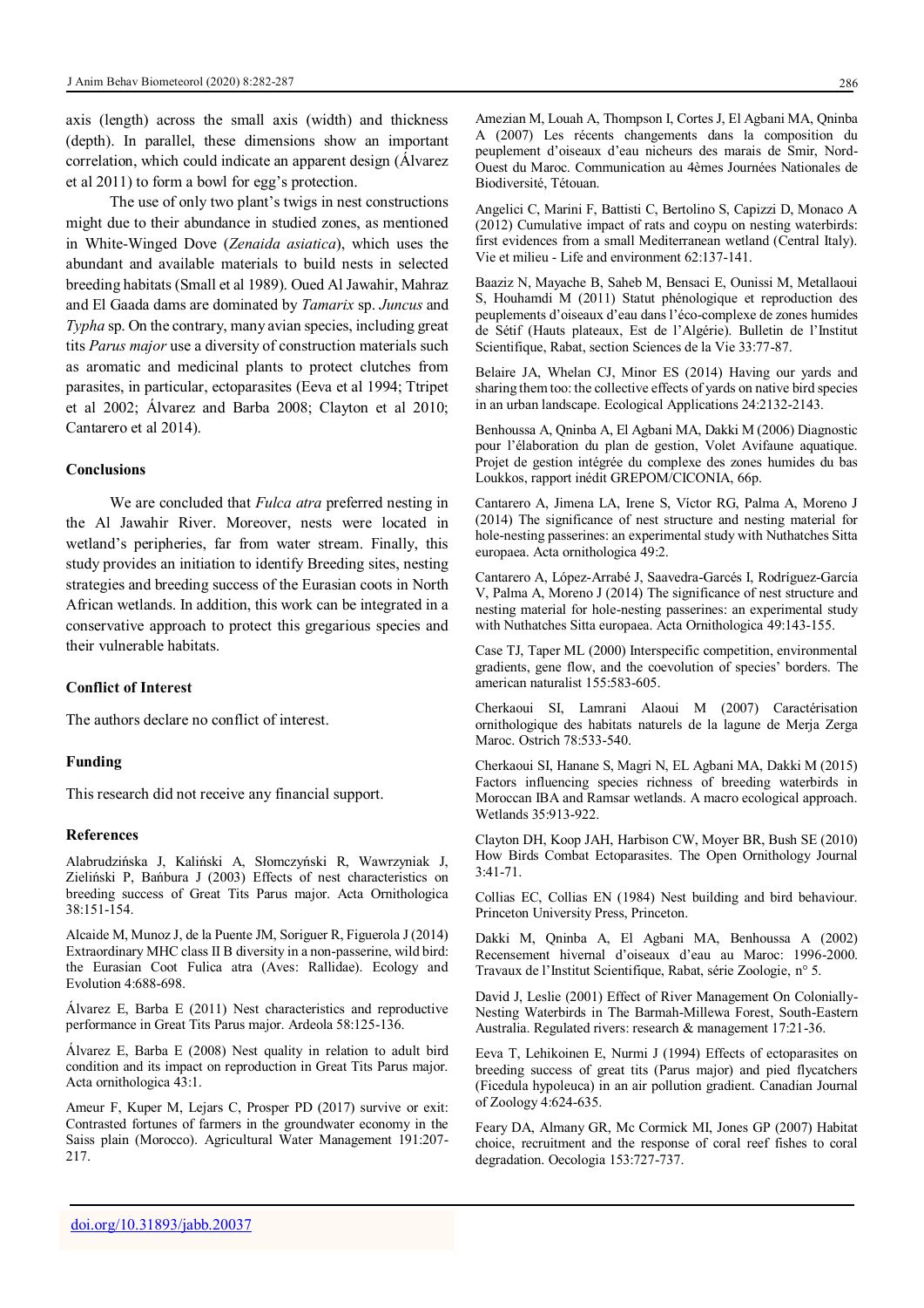axis (length) across the small axis (width) and thickness (depth). In parallel, these dimensions show an important correlation, which could indicate an apparent design (Álvarez et al 2011) to form a bowl for egg's protection.

The use of only two plant's twigs in nest constructions might due to their abundance in studied zones, as mentioned in White-Winged Dove (*Zenaida asiatica*), which uses the abundant and available materials to build nests in selected breeding habitats (Small et al 1989). Oued Al Jawahir, Mahraz and El Gaada dams are dominated by *Tamarix* sp. *Juncus* and *Typha* sp. On the contrary, many avian species, including great tits *Parus major* use a diversity of construction materials such as aromatic and medicinal plants to protect clutches from parasites, in particular, ectoparasites (Eeva et al 1994; Ttripet et al 2002; Álvarez and Barba 2008; Clayton et al 2010; Cantarero et al 2014).

## Conclusions

We are concluded that *Fulca atra* preferred nesting in the Al Jawahir River. Moreover, nests were located in wetland's peripheries, far from water stream. Finally, this study provides an initiation to identify Breeding sites, nesting strategies and breeding success of the Eurasian coots in North African wetlands. In addition, this work can be integrated in a conservative approach to protect this gregarious species and their vulnerable habitats.

## Conflict of Interest

The authors declare no conflict of interest.

## Funding

This research did not receive any financial support.

## References

Alabrudzińska J, Kaliński A, Słomczyński R, Wawrzyniak J, Zieliński P, Bańbura J (2003) Effects of nest characteristics on breeding success of Great Tits Parus major. Acta Ornithologica 38:151-154.

Alcaide M, Munoz J, de la Puente JM, Soriguer R, Figuerola J (2014) Extraordinary MHC class II B diversity in a non-passerine, wild bird: the Eurasian Coot Fulica atra (Aves: Rallidae). Ecology and Evolution 4:688-698.

Álvarez E, Barba E (2011) Nest characteristics and reproductive performance in Great Tits Parus major. Ardeola 58:125-136.

Álvarez E, Barba E (2008) Nest quality in relation to adult bird condition and its impact on reproduction in Great Tits Parus major. Acta ornithologica 43:1.

Ameur F, Kuper M, Lejars C, Prosper PD (2017) survive or exit: Contrasted fortunes of farmers in the groundwater economy in the Saiss plain (Morocco). Agricultural Water Management 191:207-217.

Amezian M, Louah A, Thompson I, Cortes J, El Agbani MA, Qninba A (2007) Les récents changements dans la composition du peuplement d'oiseaux d'eau nicheurs des marais de Smir, Nord-Ouest du Maroc. Communication au 4èmes Journées Nationales de Biodiversité, Tétouan.

Angelici C, Marini F, Battisti C, Bertolino S, Capizzi D, Monaco A (2012) Cumulative impact of rats and coypu on nesting waterbirds: first evidences from a small Mediterranean wetland (Central Italy). Vie et milieu - Life and environment 62:137-141.

Baaziz N, Mayache B, Saheb M, Bensaci E, Ounissi M, Metallaoui S, Houhamdi M (2011) Statut phénologique et reproduction des peuplements d'oiseaux d'eau dans l'éco-complexe de zones humides de Sétif (Hauts plateaux, Est de l'Algérie). Bulletin de l'Institut Scientifique, Rabat, section Sciences de la Vie 33:77-87.

Belaire JA, Whelan CJ, Minor ES (2014) Having our yards and sharing them too: the collective effects of yards on native bird species in an urban landscape. Ecological Applications 24:2132-2143.

Benhoussa A, Qninba A, El Agbani MA, Dakki M (2006) Diagnostic pour l'élaboration du plan de gestion, Volet Avifaune aquatique. Projet de gestion intégrée du complexe des zones humides du bas Loukkos, rapport inédit GREPOM/CICONIA, 66p.

Cantarero A, Jimena LA, Irene S, Víctor RG, Palma A, Moreno J (2014) The significance of nest structure and nesting material for hole-nesting passerines: an experimental study with Nuthatches Sitta europaea. Acta ornithologica 49:2.

Cantarero A, López-Arrabé J, Saavedra-Garcés I, Rodríguez-García V, Palma A, Moreno J (2014) The significance of nest structure and nesting material for hole-nesting passerines: an experimental study with Nuthatches Sitta europaea. Acta Ornithologica 49:143-155.

Case TJ, Taper ML (2000) Interspecific competition, environmental gradients, gene flow, and the coevolution of species' borders. The american naturalist 155:583-605.

Cherkaoui SI, Lamrani Alaoui M (2007) Caractérisation ornithologique des habitats naturels de la lagune de Merja Zerga Maroc. Ostrich 78:533-540.

Cherkaoui SI, Hanane S, Magri N, EL Agbani MA, Dakki M (2015) Factors influencing species richness of breeding waterbirds in Moroccan IBA and Ramsar wetlands. A macro ecological approach. Wetlands 35:913-922.

Clayton DH, Koop JAH, Harbison CW, Moyer BR, Bush SE (2010) How Birds Combat Ectoparasites. The Open Ornithology Journal 3:41-71.

Collias EC, Collias EN (1984) Nest building and bird behaviour. Princeton University Press, Princeton.

Dakki M, Qninba A, El Agbani MA, Benhoussa A (2002) Recensement hivernal d'oiseaux d'eau au Maroc: 1996-2000. Travaux de l'Institut Scientifique, Rabat, série Zoologie, n° 5.

David J, Leslie (2001) Effect of River Management On Colonially-Nesting Waterbirds in The Barmah-Millewa Forest, South-Eastern Australia. Regulated rivers: research & management 17:21-36.

Eeva T, Lehikoinen E, Nurmi J (1994) Effects of ectoparasites on breeding success of great tits (Parus major) and pied flycatchers (Ficedula hypoleuca) in an air pollution gradient. Canadian Journal of Zoology 4:624-635.

Feary DA, Almany GR, Mc Cormick MI, Jones GP (2007) Habitat choice, recruitment and the response of coral reef fishes to coral degradation. Oecologia 153:727-737.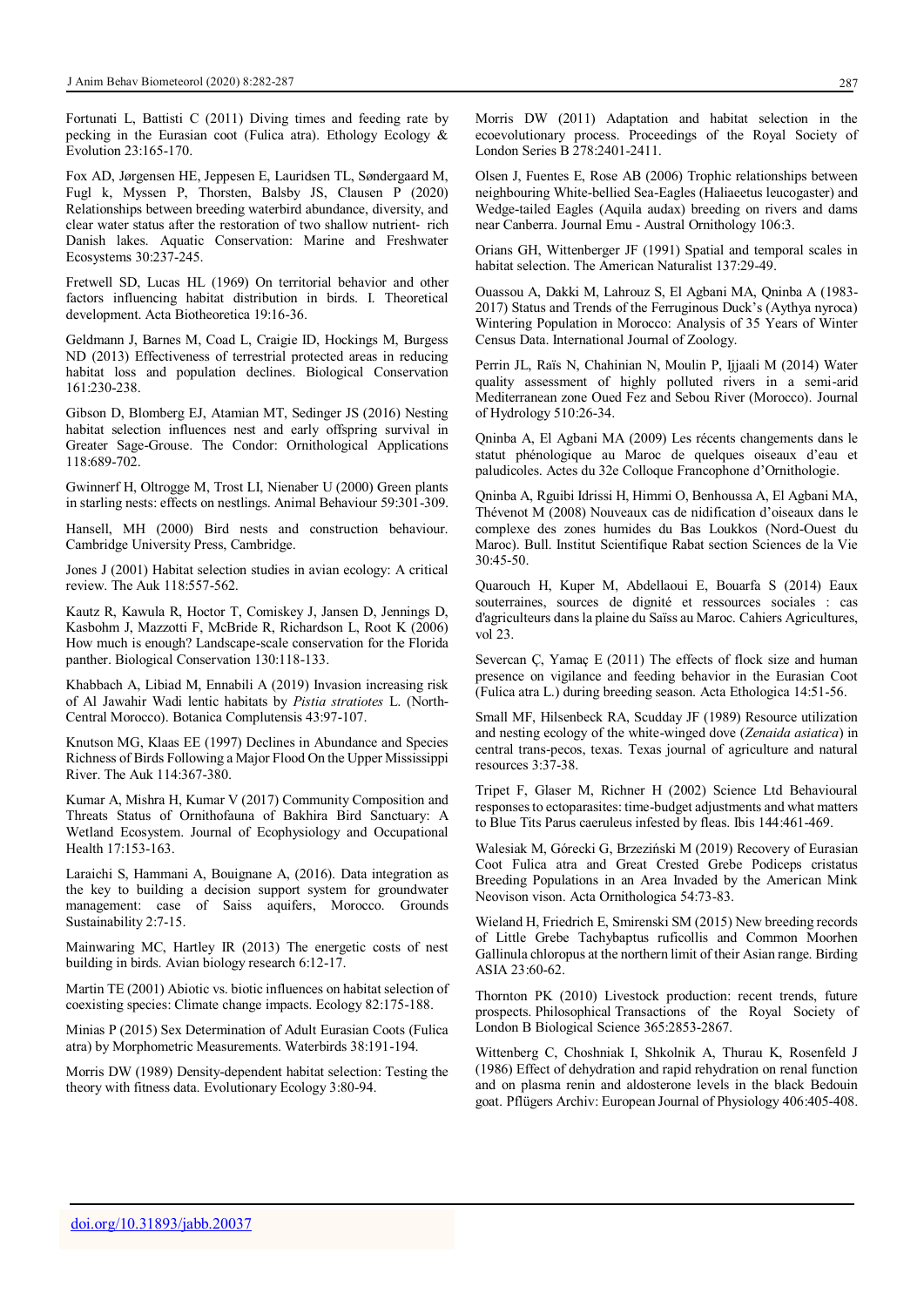Fortunati L, Battisti C (2011) Diving times and feeding rate by pecking in the Eurasian coot (Fulica atra). Ethology Ecology & Evolution 23:165-170.

Fox AD, Jørgensen HE, Jeppesen E, Lauridsen TL, Søndergaard M, Fugl k, Myssen P, Thorsten, Balsby JS, Clausen P (2020) Relationships between breeding waterbird abundance, diversity, and clear water status after the restoration of two shallow nutrient- rich Danish lakes. Aquatic Conservation: Marine and Freshwater Ecosystems 30:237-245.

Fretwell SD, Lucas HL (1969) On territorial behavior and other factors influencing habitat distribution in birds. I. Theoretical development. Acta Biotheoretica 19:16-36.

Geldmann J, Barnes M, Coad L, Craigie ID, Hockings M, Burgess ND (2013) Effectiveness of terrestrial protected areas in reducing habitat loss and population declines. Biological Conservation 161:230-238.

Gibson D, Blomberg EJ, Atamian MT, Sedinger JS (2016) Nesting habitat selection influences nest and early offspring survival in Greater Sage-Grouse. The Condor: Ornithological Applications 118:689-702.

Gwinnerf H, Oltrogge M, Trost LI, Nienaber U (2000) Green plants in starling nests: effects on nestlings. Animal Behaviour 59:301-309.

Hansell, MH (2000) Bird nests and construction behaviour. Cambridge University Press, Cambridge.

Jones J (2001) Habitat selection studies in avian ecology: A critical review. The Auk 118:557-562.

Kautz R, Kawula R, Hoctor T, Comiskey J, Jansen D, Jennings D, Kasbohm J, Mazzotti F, McBride R, Richardson L, Root K (2006) How much is enough? Landscape-scale conservation for the Florida panther. Biological Conservation 130:118-133.

Khabbach A, Libiad M, Ennabili A (2019) Invasion increasing risk of Al Jawahir Wadi lentic habitats by *Pistia stratiotes* L. (North-Central Morocco). Botanica Complutensis 43:97-107.

Knutson MG, Klaas EE (1997) Declines in Abundance and Species Richness of Birds Following a Major Flood On the Upper Mississippi River. The Auk 114:367-380.

Kumar A, Mishra H, Kumar V (2017) Community Composition and Threats Status of Ornithofauna of Bakhira Bird Sanctuary: A Wetland Ecosystem. Journal of Ecophysiology and Occupational Health 17:153-163.

Laraichi S, Hammani A, Bouignane A, (2016). Data integration as the key to building a decision support system for groundwater management: case of Saiss aquifers, Morocco. Grounds Sustainability 2:7-15.

Mainwaring MC, Hartley IR (2013) The energetic costs of nest building in birds. Avian biology research 6:12-17.

Martin TE (2001) Abiotic vs. biotic influences on habitat selection of coexisting species: Climate change impacts. Ecology 82:175-188.

Minias P (2015) Sex Determination of Adult Eurasian Coots (Fulica atra) by Morphometric Measurements. Waterbirds 38:191-194.

Morris DW (1989) Density-dependent habitat selection: Testing the theory with fitness data. Evolutionary Ecology 3:80-94.

Morris DW (2011) Adaptation and habitat selection in the ecoevolutionary process. Proceedings of the Royal Society of London Series B 278:2401-2411.

Olsen J, Fuentes E, Rose AB (2006) Trophic relationships between neighbouring White-bellied Sea-Eagles (Haliaeetus leucogaster) and Wedge-tailed Eagles (Aquila audax) breeding on rivers and dams near Canberra. Journal Emu - Austral Ornithology 106:3.

Orians GH, Wittenberger JF (1991) Spatial and temporal scales in habitat selection. The American Naturalist 137:29-49.

Ouassou A, Dakki M, Lahrouz S, El Agbani MA, Qninba A (1983-2017) Status and Trends of the Ferruginous Duck's (Aythya nyroca) Wintering Population in Morocco: Analysis of 35 Years of Winter Census Data. International Journal of Zoology.

Perrin JL, Raïs N, Chahinian N, Moulin P, Ijjaali M (2014) Water quality assessment of highly polluted rivers in a semi-arid Mediterranean zone Oued Fez and Sebou River (Morocco). Journal of Hydrology 510:26-34.

Qninba A, El Agbani MA (2009) Les récents changements dans le statut phénologique au Maroc de quelques oiseaux d'eau et paludicoles. Actes du 32e Colloque Francophone d'Ornithologie.

Qninba A, Rguibi Idrissi H, Himmi O, Benhoussa A, El Agbani MA, Thévenot M (2008) Nouveaux cas de nidification d'oiseaux dans le complexe des zones humides du Bas Loukkos (Nord-Ouest du Maroc). Bull. Institut Scientifique Rabat section Sciences de la Vie 30:45-50.

Quarouch H, Kuper M, Abdellaoui E, Bouarfa S (2014) Eaux souterraines, sources de dignité et ressources sociales : cas d'agriculteurs dans la plaine du Saïss au Maroc. Cahiers Agricultures, vol 23.

Severcan Ç, Yamaç E (2011) The effects of flock size and human presence on vigilance and feeding behavior in the Eurasian Coot (Fulica atra L.) during breeding season. Acta Ethologica 14:51-56.

Small MF, Hilsenbeck RA, Scudday JF (1989) Resource utilization and nesting ecology of the white-winged dove (*Zenaida asiatica*) in central trans-pecos, texas. Texas journal of agriculture and natural resources 3:37-38.

Tripet F, Glaser M, Richner H (2002) Science Ltd Behavioural responses to ectoparasites: time-budget adjustments and what matters to Blue Tits Parus caeruleus infested by fleas. Ibis 144:461-469.

Walesiak M, Górecki G, Brzeziński M (2019) Recovery of Eurasian Coot Fulica atra and Great Crested Grebe Podiceps cristatus Breeding Populations in an Area Invaded by the American Mink Neovison vison. Acta Ornithologica 54:73-83.

Wieland H, Friedrich E, Smirenski SM (2015) New breeding records of Little Grebe Tachybaptus ruficollis and Common Moorhen Gallinula chloropus at the northern limit of their Asian range. Birding ASIA 23:60-62.

Thornton PK (2010) Livestock production: recent trends, future prospects. Philosophical Transactions of the Royal Society of London B Biological Science 365:2853-2867.

Wittenberg C, Choshniak I, Shkolnik A, Thurau K, Rosenfeld J (1986) Effect of dehydration and rapid rehydration on renal function and on plasma renin and aldosterone levels in the black Bedouin goat. Pflügers Archiv: European Journal of Physiology 406:405-408.